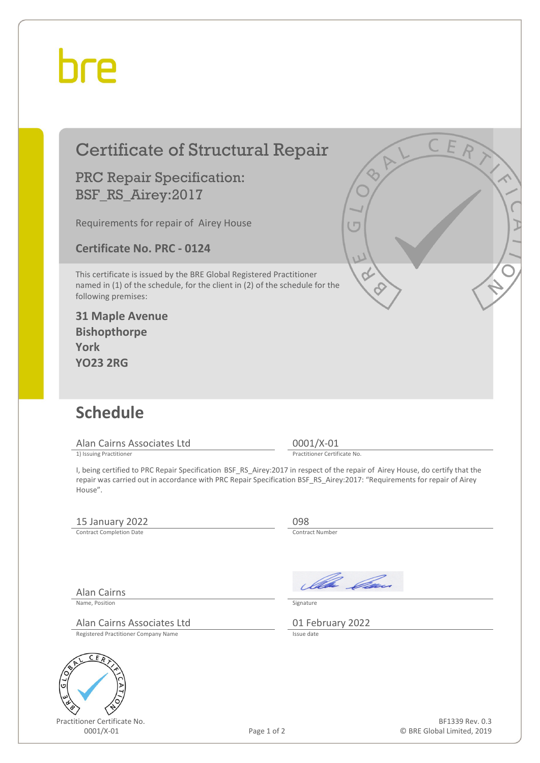bre

# Certificate of Structural Repair

## PRC Repair Specification: BSF_RS_Airey:2017

Requirements for repair of Airey House

**Certificate No. PRC - 0124**

This certificate is issued by the BRE Global Registered Practitioner named in (1) of the schedule, for the client in (2) of the schedule for the following premises:

**31 Maple Avenue**
**Bishopthorpe**
**York**
**YO23 2RG**

## Schedule

| | |
|---|---|
| Alan Cairns Associates Ltd | 0001/X-01 |
| 1) Issuing Practitioner | Practitioner Certificate No. |

I, being certified to PRC Repair Specification BSF_RS_Airey:2017 in respect of the repair of Airey House, do certify that the repair was carried out in accordance with PRC Repair Specification BSF_RS_Airey:2017: "Requirements for repair of Airey House".

| | |
|---|---|
| 15 January 2022 | 098 |
| Contract Completion Date | Contract Number |
| Alan Cairns | [Signature] |
| Name, Position | Signature |
| Alan Cairns Associates Ltd | 01 February 2022 |
| Registered Practitioner Company Name | Issue date |

Practitioner Certificate No.
0001/X-01

BF1339 Rev. 0.3
© BRE Global Limited, 2019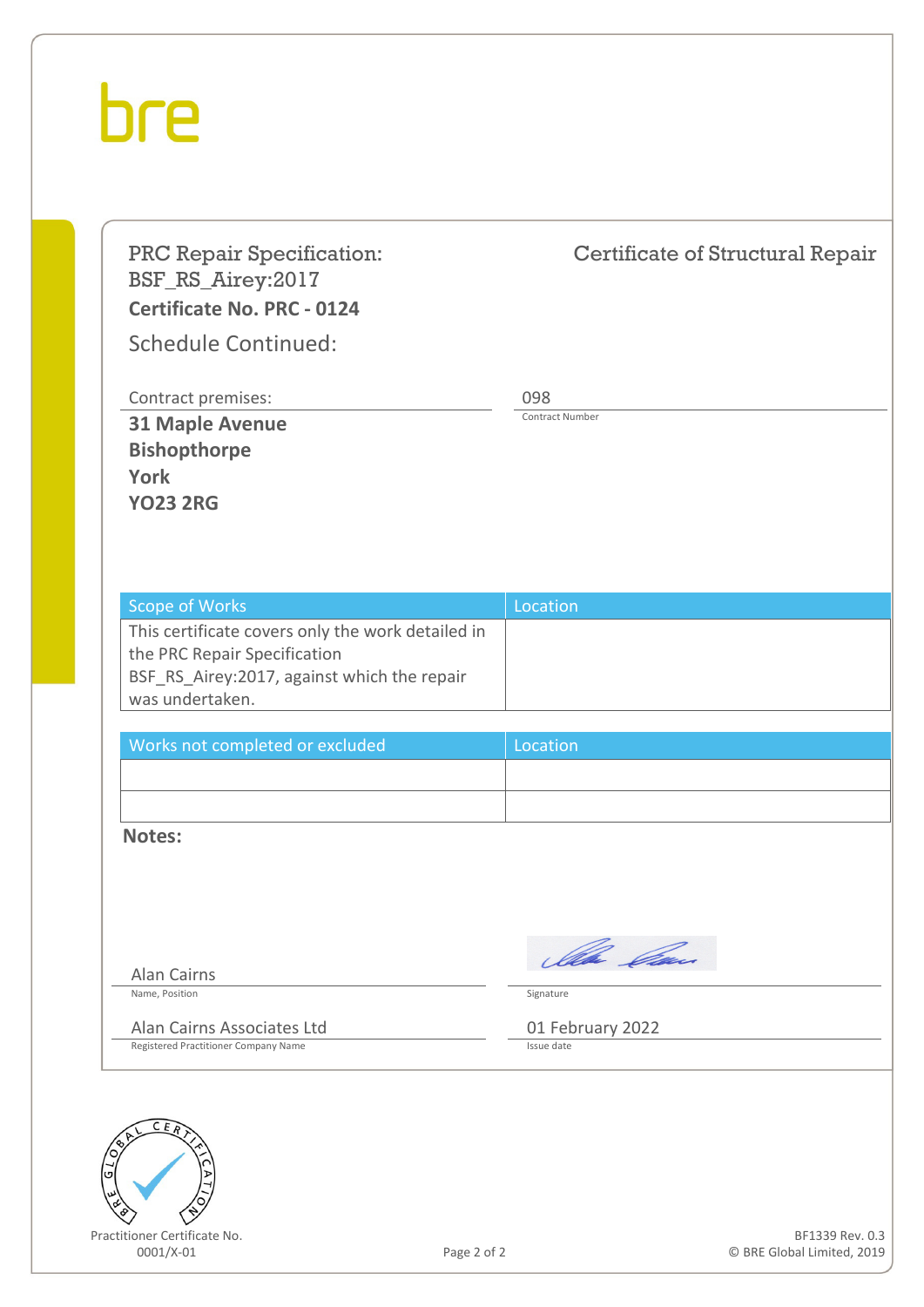PRC Repair Specification:
BSF_RS_Airey:2017

Certificate of Structural Repair

**Certificate No. PRC - 0124**

## Schedule Continued:

Contract premises:

**31 Maple Avenue**
**Bishopthorpe**
**York**
**YO23 2RG**

098
Contract Number

| Scope of Works | Location |
|---|---|
| This certificate covers only the work detailed in the PRC Repair Specification BSF_RS_Airey:2017, against which the repair was undertaken. | |

| Works not completed or excluded | Location |
|---|---|
| | |
| | |

**Notes:**

Alan Cairns
Name, Position

Signature

Alan Cairns Associates Ltd
Registered Practitioner Company Name

01 February 2022
Issue date

Practitioner Certificate No.
0001/X-01

BF1339 Rev. 0.3
© BRE Global Limited, 2019